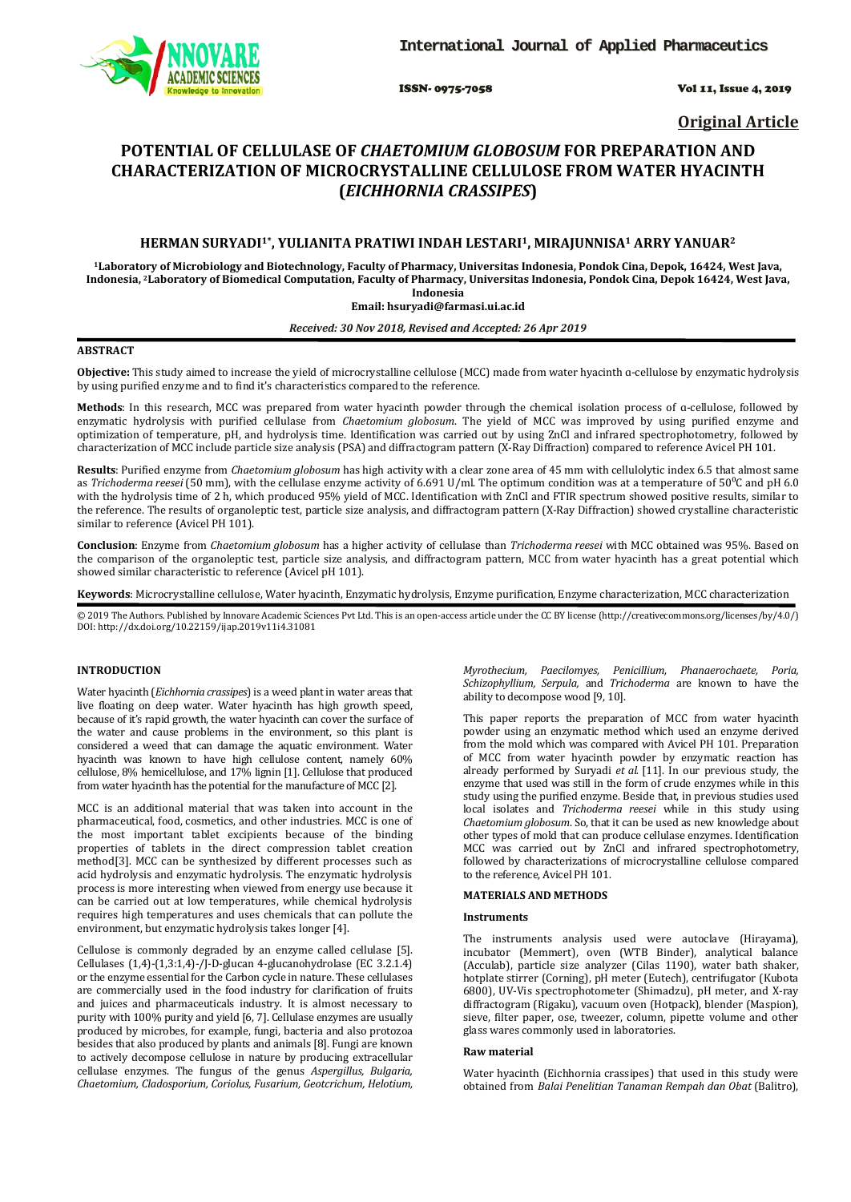Original Article

# POTENTIAL OF CELLULASE OF *CHAETOMIUM GLOBOSUM* FOR PREPARATION AND CHARACTERIZATION OF MICROCRYSTALLINE CELLULOSE FROM WATER HYACINTH (*EICHHORNIA CRASSIPES*)

**HERMAN SURYADI[1*], YULIANITA PRATIWI INDAH LESTARI[1], MIRAJUNNISA[1] ARRY YANUAR[2]**

[1]Laboratory of Microbiology and Biotechnology, Faculty of Pharmacy, Universitas Indonesia, Pondok Cina, Depok, 16424, West Java, Indonesia, [2]Laboratory of Biomedical Computation, Faculty of Pharmacy, Universitas Indonesia, Pondok Cina, Depok 16424, West Java, Indonesia

Email: hsuryadi@farmasi.ui.ac.id

*Received: 30 Nov 2018, Revised and Accepted: 26 Apr 2019*

## ABSTRACT

**Objective:** This study aimed to increase the yield of microcrystalline cellulose (MCC) made from water hyacinth α-cellulose by enzymatic hydrolysis by using purified enzyme and to find it's characteristics compared to the reference.

**Methods**: In this research, MCC was prepared from water hyacinth powder through the chemical isolation process of α-cellulose, followed by enzymatic hydrolysis with purified cellulase from *Chaetomium globosum*. The yield of MCC was improved by using purified enzyme and optimization of temperature, pH, and hydrolysis time. Identification was carried out by using ZnCl and infrared spectrophotometry, followed by characterization of MCC include particle size analysis (PSA) and diffractogram pattern (X-Ray Diffraction) compared to reference Avicel PH 101.

**Results**: Purified enzyme from *Chaetomium globosum* has high activity with a clear zone area of 45 mm with cellulolytic index 6.5 that almost same as *Trichoderma reesei* (50 mm), with the cellulase enzyme activity of 6.691 U/ml. The optimum condition was at a temperature of 50 $^0$C and pH 6.0 with the hydrolysis time of 2 h, which produced 95% yield of MCC. Identification with ZnCl and FTIR spectrum showed positive results, similar to the reference. The results of organoleptic test, particle size analysis, and diffractogram pattern (X-Ray Diffraction) showed crystalline characteristic similar to reference (Avicel PH 101).

**Conclusion**: Enzyme from *Chaetomium globosum* has a higher activity of cellulase than *Trichoderma reesei* with MCC obtained was 95%. Based on the comparison of the organoleptic test, particle size analysis, and diffractogram pattern, MCC from water hyacinth has a great potential which showed similar characteristic to reference (Avicel pH 101).

**Keywords**: Microcrystalline cellulose, Water hyacinth, Enzymatic hydrolysis, Enzyme purification, Enzyme characterization, MCC characterization

© 2019 The Authors. Published by Innovare Academic Sciences Pvt Ltd. This is an open-access article under the CC BY license (http://creativecommons.org/licenses/by/4.0/)
DOI: http://dx.doi.org/10.22159/ijap.2019v11i4.31081

## INTRODUCTION

Water hyacinth (*Eichhornia crassipes*) is a weed plant in water areas that live floating on deep water. Water hyacinth has high growth speed, because of it's rapid growth, the water hyacinth can cover the surface of the water and cause problems in the environment, so this plant is considered a weed that can damage the aquatic environment. Water hyacinth was known to have high cellulose content, namely 60% cellulose, 8% hemicellulose, and 17% lignin [1]. Cellulose that produced from water hyacinth has the potential for the manufacture of MCC [2].

MCC is an additional material that was taken into account in the pharmaceutical, food, cosmetics, and other industries. MCC is one of the most important tablet excipients because of the binding properties of tablets in the direct compression tablet creation method[3]. MCC can be synthesized by different processes such as acid hydrolysis and enzymatic hydrolysis. The enzymatic hydrolysis process is more interesting when viewed from energy use because it can be carried out at low temperatures, while chemical hydrolysis requires high temperatures and uses chemicals that can pollute the environment, but enzymatic hydrolysis takes longer [4].

Cellulose is commonly degraded by an enzyme called cellulase [5]. Cellulases (1,4)-(1,3:1,4)-/J-D-glucan 4-glucanohydrolase (EC 3.2.1.4) or the enzyme essential for the Carbon cycle in nature. These cellulases are commercially used in the food industry for clarification of fruits and juices and pharmaceuticals industry. It is almost necessary to purity with 100% purity and yield [6, 7]. Cellulase enzymes are usually produced by microbes, for example, fungi, bacteria and also protozoa besides that also produced by plants and animals [8]. Fungi are known to actively decompose cellulose in nature by producing extracellular cellulase enzymes. The fungus of the genus *Aspergillus, Bulgaria, Chaetomium, Cladosporium, Coriolus, Fusarium, Geotcrichum, Helotium, Myrothecium, Paecilomyes, Penicillium, Phanaerochaete, Poria, Schizophyllium, Serpula,* and *Trichoderma* are known to have the ability to decompose wood [9, 10].

This paper reports the preparation of MCC from water hyacinth powder using an enzymatic method which used an enzyme derived from the mold which was compared with Avicel PH 101. Preparation of MCC from water hyacinth powder by enzymatic reaction has already performed by Suryadi *et al.* [11]. In our previous study, the enzyme that used was still in the form of crude enzymes while in this study using the purified enzyme. Beside that, in previous studies used local isolates and *Trichoderma reesei* while in this study using *Chaetomium globosum*. So, that it can be used as new knowledge about other types of mold that can produce cellulase enzymes. Identification MCC was carried out by ZnCl and infrared spectrophotometry, followed by characterizations of microcrystalline cellulose compared to the reference, Avicel PH 101.

## MATERIALS AND METHODS

### Instruments

The instruments analysis used were autoclave (Hirayama), incubator (Memmert), oven (WTB Binder), analytical balance (Acculab), particle size analyzer (Cilas 1190), water bath shaker, hotplate stirrer (Corning), pH meter (Eutech), centrifugator (Kubota 6800), UV-Vis spectrophotometer (Shimadzu), pH meter, and X-ray diffractogram (Rigaku), vacuum oven (Hotpack), blender (Maspion), sieve, filter paper, ose, tweezer, column, pipette volume and other glass wares commonly used in laboratories.

### Raw material

Water hyacinth (Eichhornia crassipes) that used in this study were obtained from *Balai Penelitian Tanaman Rempah dan Obat* (Balitro),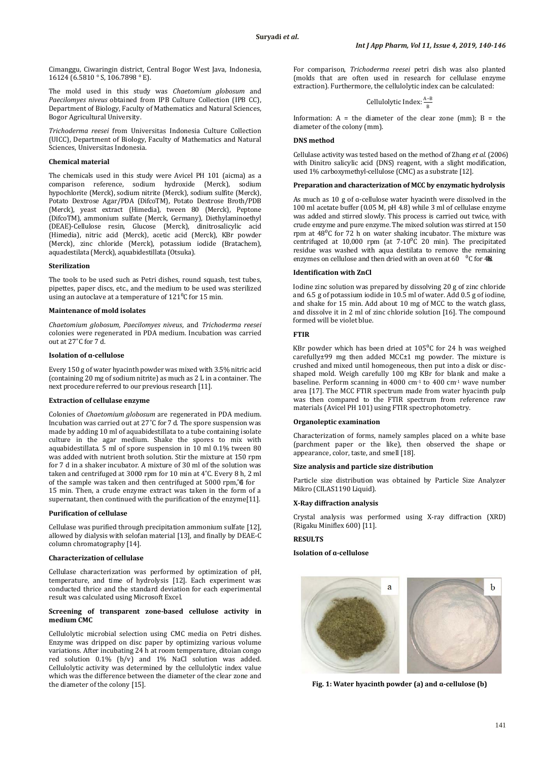Cimanggu, Ciwaringin district, Central Bogor West Java, Indonesia, 16124 (6.5810 ° S, 106.7898 ° E).

The mold used in this study was *Chaetomium globosum* and *Paecilomyces niveus* obtained from IPB Culture Collection (IPB CC), Department of Biology, Faculty of Mathematics and Natural Sciences, Bogor Agricultural University.

*Trichoderma reesei* from Universitas Indonesia Culture Collection (UICC), Department of Biology, Faculty of Mathematics and Natural Sciences, Universitas Indonesia.

**Chemical material**

The chemicals used in this study were Avicel PH 101 (aicma) as a comparison reference, sodium hydroxide (Merck), sodium hypochlorite (Merck), sodium nitrite (Merck), sodium sulfite (Merck), Potato Dextrose Agar/PDA (DifcoTM), Potato Dextrose Broth/PDB (Merck), yeast extract (Himedia), tween 80 (Merck), Peptone (DifcoTM), ammonium sulfate (Merck, Germany), Diethylaminoethyl (DEAE)-Cellulose resin, Glucose (Merck), dinitrosalicylic acid (Himedia), nitric acid (Merck), acetic acid (Merck), KBr powder (Merck), zinc chloride (Merck), potassium iodide (Bratachem), aquadestilata (Merck), aquabidestillata (Otsuka).

**Sterilization**

The tools to be used such as Petri dishes, round squash, test tubes, pipettes, paper discs, etc., and the medium to be used was sterilized using an autoclave at a temperature of 121$^0$C for 15 min.

**Maintenance of mold isolates**

*Chaetomium globosum*, *Paecilomyces niveus*, and *Trichoderma reesei* colonies were regenerated in PDA medium. Incubation was carried out at 27˚C for 7 d.

**Isolation of α-cellulose**

Every 150 g of water hyacinth powder was mixed with 3.5% nitric acid (containing 20 mg of sodium nitrite) as much as 2 L in a container. The next procedure referred to our previous research [11].

**Extraction of cellulase enzyme**

Colonies of *Chaetomium globosum* are regenerated in PDA medium. Incubation was carried out at 27˚C for 7 d. The spore suspension was made by adding 10 ml of aquabidestillata to a tube containing isolate culture in the agar medium. Shake the spores to mix with aquabidestillata. 5 ml of spore suspension in 10 ml 0.1% tween 80 was added with nutrient broth solution. Stir the mixture at 150 rpm for 7 d in a shaker incubator. A mixture of 30 ml of the solution was taken and centrifuged at 3000 rpm for 10 min at 4˚C. Every 8 h, 2 ml of the sample was taken and then centrifuged at 5000 rpm, 4˚C for 15 min. Then, a crude enzyme extract was taken in the form of a supernatant, then continued with the purification of the enzyme[11].

**Purification of cellulase**

Cellulase was purified through precipitation ammonium sulfate [12], allowed by dialysis with selofan material [13], and finally by DEAE-C column chromatography [14].

**Characterization of cellulase**

Cellulase characterization was performed by optimization of pH, temperature, and time of hydrolysis [12]. Each experiment was conducted thrice and the standard deviation for each experimental result was calculated using Microsoft Excel.

**Screening of transparent zone-based cellulose activity in medium CMC**

Cellulolytic microbial selection using CMC media on Petri dishes. Enzyme was dripped on disc paper by optimizing various volume variations. After incubating 24 h at room temperature, ditoian congo red solution 0.1% (b/v) and 1% NaCl solution was added. Cellulolytic activity was determined by the cellulolytic index value which was the difference between the diameter of the clear zone and the diameter of the colony [15].

For comparison, *Trichoderma reesei* petri dish was also planted (molds that are often used in research for cellulase enzyme extraction). Furthermore, the cellulolytic index can be calculated:

$$\text{Cellulolytic Index: } \frac{A-B}{B}$$

Information: A = the diameter of the clear zone (mm); B = the diameter of the colony (mm).

**DNS method**

Cellulase activity was tested based on the method of Zhang *et al.* (2006) with Dinitro salicylic acid (DNS) reagent, with a slight modification, used 1% carboxymethyl-cellulose (CMC) as a substrate [12].

**Preparation and characterization of MCC by enzymatic hydrolysis**

As much as 10 g of α-cellulose water hyacinth were dissolved in the 100 ml acetate buffer (0.05 M, pH 4.8) while 3 ml of cellulase enzyme was added and stirred slowly. This process is carried out twice, with crude enzyme and pure enzyme. The mixed solution was stirred at 150 rpm at 48$^0$C for 72 h on water shaking incubator. The mixture was centrifuged at 10,000 rpm (at 7-10$^0$C 20 min). The precipitated residue was washed with aqua destilata to remove the remaining enzymes on cellulose and then dried with an oven at 60 $^0$C for 48 h.

**Identification with ZnCl**

Iodine zinc solution was prepared by dissolving 20 g of zinc chloride and 6.5 g of potassium iodide in 10.5 ml of water. Add 0.5 g of iodine, and shake for 15 min. Add about 10 mg of MCC to the watch glass, and dissolve it in 2 ml of zinc chloride solution [16]. The compound formed will be violet blue.

**FTIR**

KBr powder which has been dried at 105$^0$C for 24 h was weighed carefully±99 mg then added MCC±1 mg powder. The mixture is crushed and mixed until homogeneous, then put into a disk or disc-shaped mold. Weigh carefully 100 mg KBr for blank and make a baseline. Perform scanning in 4000 cm$^{-1}$ to 400 cm$^{-1}$ wave number area [17]. The MCC FTIR spectrum made from water hyacinth pulp was then compared to the FTIR spectrum from reference raw materials (Avicel PH 101) using FTIR spectrophotometry.

**Organoleptic examination**

Characterization of forms, namely samples placed on a white base (parchment paper or the like), then observed the shape or appearance, color, taste, and smell [18].

**Size analysis and particle size distribution**

Particle size distribution was obtained by Particle Size Analyzer Mikro (CILAS1190 Liquid).

**X-Ray diffraction analysis**

Crystal analysis was performed using X-ray diffraction (XRD) (Rigaku Miniflex 600) [11].

## RESULTS

**Isolation of α-cellulose**

**Fig. 1: Water hyacinth powder (a) and α-cellulose (b)**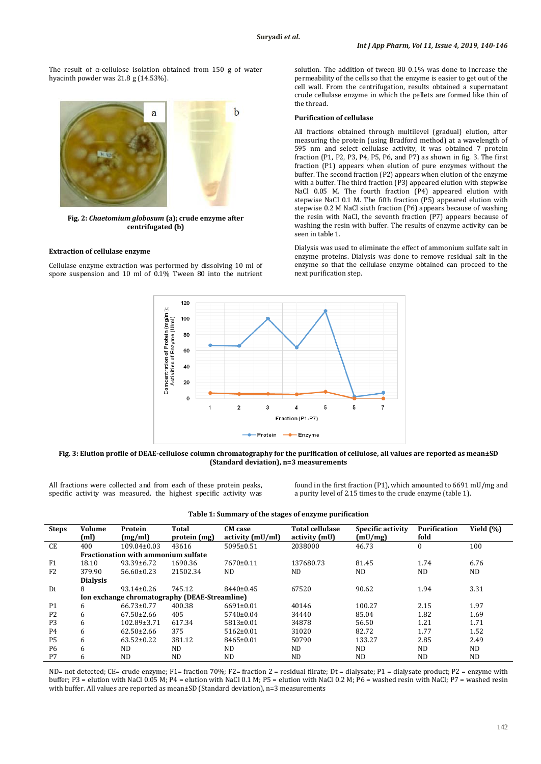The result of α-cellulose isolation obtained from 150 g of water hyacinth powder was 21.8 g (14.53%).

**Fig. 2: *Chaetomium globosum* (a); crude enzyme after centrifugated (b)**

### Extraction of cellulase enzyme

Cellulase enzyme extraction was performed by dissolving 10 ml of spore suspension and 10 ml of 0.1% Tween 80 into the nutrient solution. The addition of tween 80 0.1% was done to increase the permeability of the cells so that the enzyme is easier to get out of the cell wall. From the centrifugation, results obtained a supernatant crude cellulase enzyme in which the pellets are formed like thin of the thread.

### Purification of cellulase

All fractions obtained through multilevel (gradual) elution, after measuring the protein (using Bradford method) at a wavelength of 595 nm and select cellulase activity, it was obtained 7 protein fraction (P1, P2, P3, P4, P5, P6, and P7) as shown in fig. 3. The first fraction (P1) appears when elution of pure enzymes without the buffer. The second fraction (P2) appears when elution of the enzyme with a buffer. The third fraction (P3) appeared elution with stepwise NaCl 0.05 M. The fourth fraction (P4) appeared elution with stepwise NaCl 0.1 M. The fifth fraction (P5) appeared elution with stepwise 0.2 M NaCl sixth fraction (P6) appears because of washing the resin with NaCl, the seventh fraction (P7) appears because of washing the resin with buffer. The results of enzyme activity can be seen in table 1.

Dialysis was used to eliminate the effect of ammonium sulfate salt in enzyme proteins. Dialysis was done to remove residual salt in the enzyme so that the cellulase enzyme obtained can proceed to the next purification step.

**Fig. 3: Elution profile of DEAE-cellulose column chromatography for the purification of cellulose, all values are reported as mean±SD (Standard deviation), n=3 measurements**

All fractions were collected and from each of these protein peaks, specific activity was measured. the highest specific activity was found in the first fraction (P1), which amounted to 6691 mU/mg and a purity level of 2.15 times to the crude enzyme (table 1).

**Table 1: Summary of the stages of enzyme purification**

| Steps | Volume (ml) | Protein (mg/ml) | Total protein (mg) | CM case activity (mU/ml) | Total cellulase activity (mU) | Specific activity (mU/mg) | Purification fold | Yield (%) |
|---|---|---|---|---|---|---|---|---|
| CE | 400 | 109.04±0.03 | 43616 | 5095±0.51 | 2038000 | 46.73 | 0 | 100 |
| | **Fractionation with ammonium sulfate** | | | | | | | |
| F1 | 18.10 | 93.39±6.72 | 1690.36 | 7670±0.11 | 137680.73 | 81.45 | 1.74 | 6.76 |
| F2 | 379.90 | 56.60±0.23 | 21502.34 | ND | ND | ND | ND | ND |
| | **Dialysis** | | | | | | | |
| Dt | 8 | 93.14±0.26 | 745.12 | 8440±0.45 | 67520 | 90.62 | 1.94 | 3.31 |
| | **Ion exchange chromatography (DEAE-Streamline)** | | | | | | | |
| P1 | 6 | 66.73±0.77 | 400.38 | 6691±0.01 | 40146 | 100.27 | 2.15 | 1.97 |
| P2 | 6 | 67.50±2.66 | 405 | 5740±0.04 | 34440 | 85.04 | 1.82 | 1.69 |
| P3 | 6 | 102.89±3.71 | 617.34 | 5813±0.01 | 34878 | 56.50 | 1.21 | 1.71 |
| P4 | 6 | 62.50±2.66 | 375 | 5162±0.01 | 31020 | 82.72 | 1.77 | 1.52 |
| P5 | 6 | 63.52±0.22 | 381.12 | 8465±0.01 | 50790 | 133.27 | 2.85 | 2.49 |
| P6 | 6 | ND | ND | ND | ND | ND | ND | ND |
| P7 | 6 | ND | ND | ND | ND | ND | ND | ND |

ND= not detected; CE= crude enzyme; F1= fraction 70%; F2= fraction 2 = residual filtrate; Dt = dialysate; P1 = dialysate product; P2 = enzyme with buffer; P3 = elution with NaCl 0.05 M; P4 = elution with NaCl 0.1 M; P5 = elution with NaCl 0.2 M; P6 = washed resin with NaCl; P7 = washed resin with buffer. All values are reported as mean±SD (Standard deviation), n=3 measurements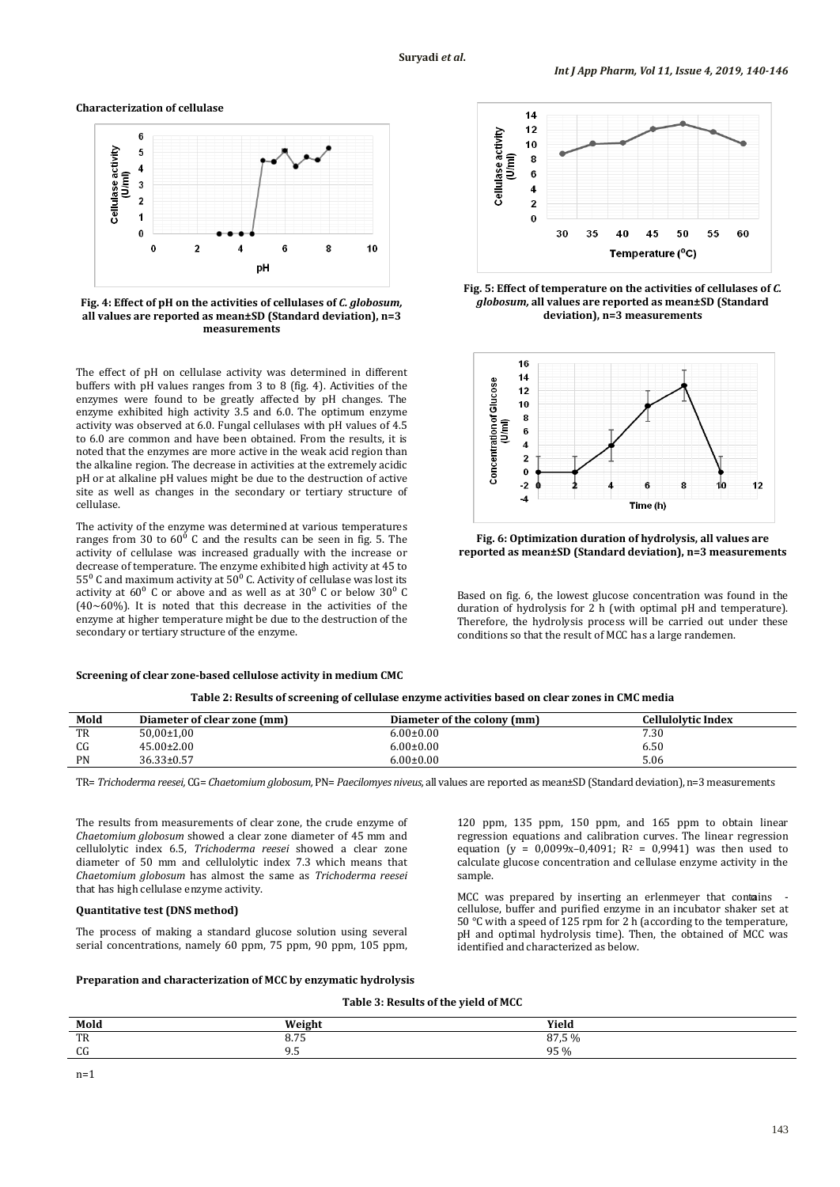### Characterization of cellulase

**Fig. 4: Effect of pH on the activities of cellulases of *C. globosum,* all values are reported as mean±SD (Standard deviation), n=3 measurements**

The effect of pH on cellulase activity was determined in different buffers with pH values ranges from 3 to 8 (fig. 4). Activities of the enzymes were found to be greatly affected by pH changes. The enzyme exhibited high activity 3.5 and 6.0. The optimum enzyme activity was observed at 6.0. Fungal cellulases with pH values of 4.5 to 6.0 are common and have been obtained. From the results, it is noted that the enzymes are more active in the weak acid region than the alkaline region. The decrease in activities at the extremely acidic pH or at alkaline pH values might be due to the destruction of active site as well as changes in the secondary or tertiary structure of cellulase.

The activity of the enzyme was determined at various temperatures ranges from 30 to 60$^0$ C and the results can be seen in fig. 5. The activity of cellulase was increased gradually with the increase or decrease of temperature. The enzyme exhibited high activity at 45 to 55$^0$ C and maximum activity at 50$^0$ C. Activity of cellulase was lost its activity at 60$^0$ C or above and as well as at 30$^0$ C or below 30$^0$ C (40~60%). It is noted that this decrease in the activities of the enzyme at higher temperature might be due to the destruction of the secondary or tertiary structure of the enzyme.

**Fig. 5: Effect of temperature on the activities of cellulases of *C. globosum,* all values are reported as mean±SD (Standard deviation), n=3 measurements**

**Fig. 6: Optimization duration of hydrolysis, all values are reported as mean±SD (Standard deviation), n=3 measurements**

Based on fig. 6, the lowest glucose concentration was found in the duration of hydrolysis for 2 h (with optimal pH and temperature). Therefore, the hydrolysis process will be carried out under these conditions so that the result of MCC has a large randemen.

### Screening of clear zone-based cellulose activity in medium CMC

**Table 2: Results of screening of cellulase enzyme activities based on clear zones in CMC media**

| Mold | Diameter of clear zone (mm) | Diameter of the colony (mm) | Cellulolytic Index |
|---|---|---|---|
| TR | 50,00±1,00 | 6.00±0.00 | 7.30 |
| CG | 45.00±2.00 | 6.00±0.00 | 6.50 |
| PN | 36.33±0.57 | 6.00±0.00 | 5.06 |

TR= *Trichoderma reesei,* CG= *Chaetomium globosum,* PN= *Paecilomyes niveus,* all values are reported as mean±SD (Standard deviation), n=3 measurements

The results from measurements of clear zone, the crude enzyme of *Chaetomium globosum* showed a clear zone diameter of 45 mm and cellulolytic index 6.5, *Trichoderma reesei* showed a clear zone diameter of 50 mm and cellulolytic index 7.3 which means that *Chaetomium globosum* has almost the same as *Trichoderma reesei* that has high cellulase enzyme activity.

### Quantitative test (DNS method)

The process of making a standard glucose solution using several serial concentrations, namely 60 ppm, 75 ppm, 90 ppm, 105 ppm, 120 ppm, 135 ppm, 150 ppm, and 165 ppm to obtain linear regression equations and calibration curves. The linear regression equation ($y = 0{,}0099x–0{,}4091$; $R^2 = 0{,}9941$) was then used to calculate glucose concentration and cellulase enzyme activity in the sample.

MCC was prepared by inserting an erlenmeyer that contains α-cellulose, buffer and purified enzyme in an incubator shaker set at 50 °C with a speed of 125 rpm for 2 h (according to the temperature, pH and optimal hydrolysis time). Then, the obtained of MCC was identified and characterized as below.

### Preparation and characterization of MCC by enzymatic hydrolysis

**Table 3: Results of the yield of MCC**

| Mold | Weight | Yield |
|---|---|---|
| TR | 8.75 | 87,5 % |
| CG | 9.5 | 95 % |

n=1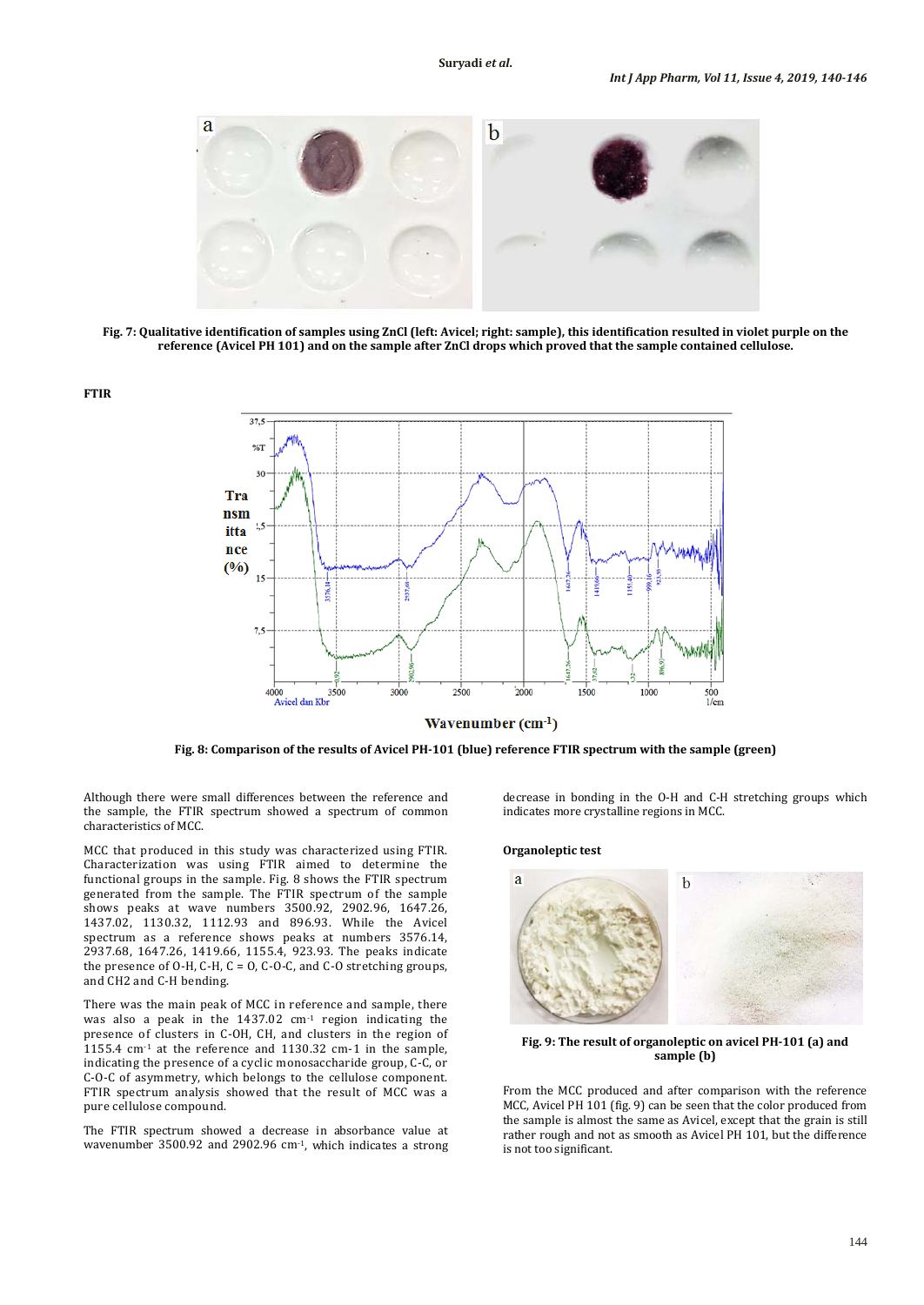Fig. 7: Qualitative identification of samples using ZnCl (left: Avicel; right: sample), this identification resulted in violet purple on the reference (Avicel PH 101) and on the sample after ZnCl drops which proved that the sample contained cellulose.

**FTIR**

Fig. 8: Comparison of the results of Avicel PH-101 (blue) reference FTIR spectrum with the sample (green)

Although there were small differences between the reference and the sample, the FTIR spectrum showed a spectrum of common characteristics of MCC.

MCC that produced in this study was characterized using FTIR. Characterization was using FTIR aimed to determine the functional groups in the sample. Fig. 8 shows the FTIR spectrum generated from the sample. The FTIR spectrum of the sample shows peaks at wave numbers 3500.92, 2902.96, 1647.26, 1437.02, 1130.32, 1112.93 and 896.93. While the Avicel spectrum as a reference shows peaks at numbers 3576.14, 2937.68, 1647.26, 1419.66, 1155.4, 923.93. The peaks indicate the presence of O-H, C-H, C = O, C-O-C, and C-O stretching groups, and CH2 and C-H bending.

There was the main peak of MCC in reference and sample, there was also a peak in the 1437.02 $cm^{-1}$ region indicating the presence of clusters in C-OH, CH, and clusters in the region of 1155.4 $cm^{-1}$ at the reference and 1130.32 cm-1 in the sample, indicating the presence of a cyclic monosaccharide group, C-C, or C-O-C of asymmetry, which belongs to the cellulose component. FTIR spectrum analysis showed that the result of MCC was a pure cellulose compound.

The FTIR spectrum showed a decrease in absorbance value at wavenumber 3500.92 and 2902.96 $cm^{-1}$, which indicates a strong decrease in bonding in the O-H and C-H stretching groups which indicates more crystalline regions in MCC.

**Organoleptic test**

Fig. 9: The result of organoleptic on avicel PH-101 (a) and sample (b)

From the MCC produced and after comparison with the reference MCC, Avicel PH 101 (fig. 9) can be seen that the color produced from the sample is almost the same as Avicel, except that the grain is still rather rough and not as smooth as Avicel PH 101, but the difference is not too significant.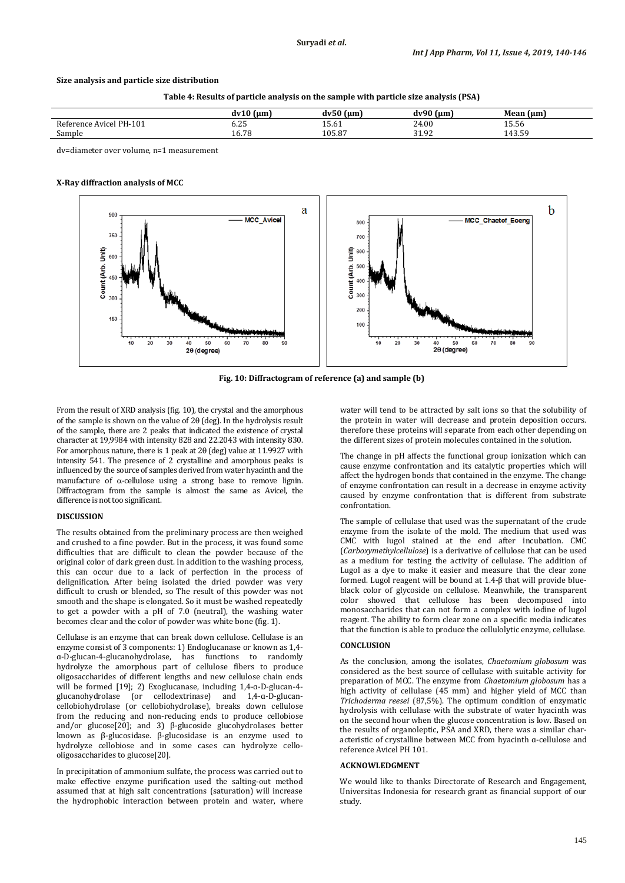**Size analysis and particle size distribution**

**Table 4: Results of particle analysis on the sample with particle size analysis (PSA)**

| | dv10 (µm) | dv50 (µm) | dv90 (µm) | Mean (µm) |
|---|---|---|---|---|
| Reference Avicel PH-101 | 6.25 | 15.61 | 24.00 | 15.56 |
| Sample | 16.78 | 105.87 | 31.92 | 143.59 |

dv=diameter over volume, n=1 measurement

**X-Ray diffraction analysis of MCC**

**Fig. 10: Diffractogram of reference (a) and sample (b)**

From the result of XRD analysis (fig. 10), the crystal and the amorphous of the sample is shown on the value of 2θ (deg). In the hydrolysis result of the sample, there are 2 peaks that indicated the existence of crystal character at 19,9984 with intensity 828 and 22.2043 with intensity 830. For amorphous nature, there is 1 peak at 2θ (deg) value at 11.9927 with intensity 541. The presence of 2 crystalline and amorphous peaks is influenced by the source of samples derived from water hyacinth and the manufacture of α-cellulose using a strong base to remove lignin. Diffractogram from the sample is almost the same as Avicel, the difference is not too significant.

**DISCUSSION**

The results obtained from the preliminary process are then weighed and crushed to a fine powder. But in the process, it was found some difficulties that are difficult to clean the powder because of the original color of dark green dust. In addition to the washing process, this can occur due to a lack of perfection in the process of delignification. After being isolated the dried powder was very difficult to crush or blended, so The result of this powder was not smooth and the shape is elongated. So it must be washed repeatedly to get a powder with a pH of 7.0 (neutral), the washing water becomes clear and the color of powder was white bone (fig. 1).

Cellulase is an enzyme that can break down cellulose. Cellulase is an enzyme consist of 3 components: 1) Endoglucanase or known as 1,4-α-D-glucan-4-glucanohydrolase, has functions to randomly hydrolyze the amorphous part of cellulose fibers to produce oligosaccharides of different lengths and new cellulose chain ends will be formed [19]; 2) Exoglucanase, including 1,4-α-D-glucan-4-glucanohydrolase (or cellodextrinase) and 1,4-α-D-glucan-cellobiohydrolase (or cellobiohydrolase), breaks down cellulose from the reducing and non-reducing ends to produce cellobiose and/or glucose[20]; and 3) β-glucoside glucohydrolases better known as β-glucosidase. β-glucosidase is an enzyme used to hydrolyze cellobiose and in some cases can hydrolyze cello-oligosaccharides to glucose[20].

In precipitation of ammonium sulfate, the process was carried out to make effective enzyme purification used the salting-out method assumed that at high salt concentrations (saturation) will increase the hydrophobic interaction between protein and water, where water will tend to be attracted by salt ions so that the solubility of the protein in water will decrease and protein deposition occurs. therefore these proteins will separate from each other depending on the different sizes of protein molecules contained in the solution.

The change in pH affects the functional group ionization which can cause enzyme confrontation and its catalytic properties which will affect the hydrogen bonds that contained in the enzyme. The change of enzyme confrontation can result in a decrease in enzyme activity caused by enzyme confrontation that is different from substrate confrontation.

The sample of cellulase that used was the supernatant of the crude enzyme from the isolate of the mold. The medium that used was CMC with lugol stained at the end after incubation. CMC (*Carboxymethylcellulose*) is a derivative of cellulose that can be used as a medium for testing the activity of cellulase. The addition of Lugol as a dye to make it easier and measure that the clear zone formed. Lugol reagent will be bound at 1.4-β that will provide blue-black color of glycoside on cellulose. Meanwhile, the transparent color showed that cellulose has been decomposed into monosaccharides that can not form a complex with iodine of lugol reagent. The ability to form clear zone on a specific media indicates that the function is able to produce the cellulolytic enzyme, cellulase.

**CONCLUSION**

As the conclusion, among the isolates, *Chaetomium globosum* was considered as the best source of cellulase with suitable activity for preparation of MCC. The enzyme from *Chaetomium globosum* has a high activity of cellulase (45 mm) and higher yield of MCC than *Trichoderma reesei* (87,5%). The optimum condition of enzymatic hydrolysis with cellulase with the substrate of water hyacinth was on the second hour when the glucose concentration is low. Based on the results of organoleptic, PSA and XRD, there was a similar characteristic of crystalline between MCC from hyacinth α-cellulose and reference Avicel PH 101.

**ACKNOWLEDGMENT**

We would like to thanks Directorate of Research and Engagement, Universitas Indonesia for research grant as financial support of our study.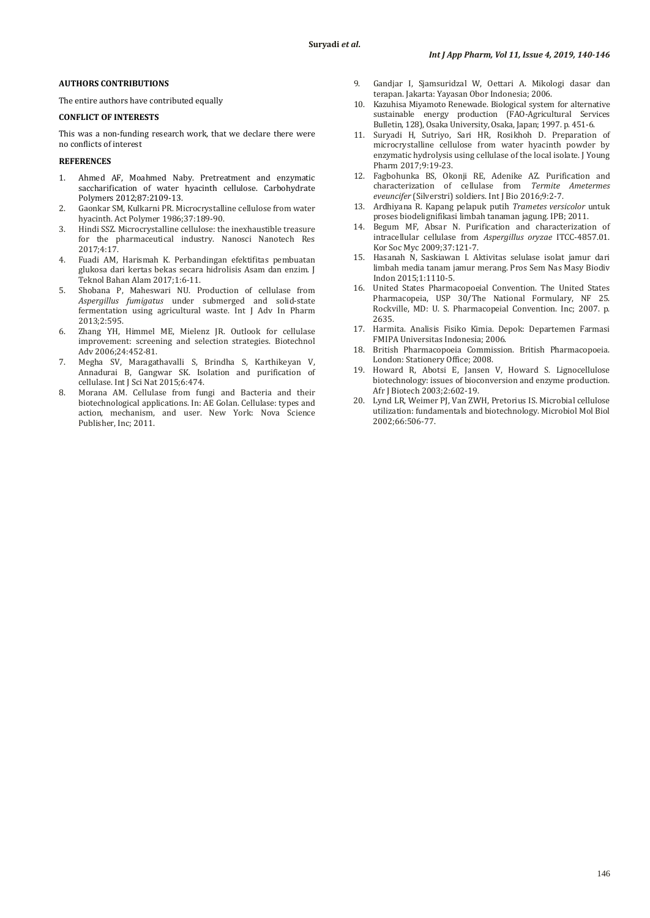## AUTHORS CONTRIBUTIONS

The entire authors have contributed equally

## CONFLICT OF INTERESTS

This was a non-funding research work, that we declare there were no conflicts of interest

## REFERENCES

1. Ahmed AF, Moahmed Naby. Pretreatment and enzymatic saccharification of water hyacinth cellulose. Carbohydrate Polymers 2012;87:2109-13.
2. Gaonkar SM, Kulkarni PR. Microcrystalline cellulose from water hyacinth. Act Polymer 1986;37:189-90.
3. Hindi SSZ. Microcrystalline cellulose: the inexhaustible treasure for the pharmaceutical industry. Nanosci Nanotech Res 2017;4:17.
4. Fuadi AM, Harismah K. Perbandingan efektifitas pembuatan glukosa dari kertas bekas secara hidrolisis Asam dan enzim. J Teknol Bahan Alam 2017;1:6-11.
5. Shobana P, Maheswari NU. Production of cellulase from *Aspergillus fumigatus* under submerged and solid-state fermentation using agricultural waste. Int J Adv In Pharm 2013;2:595.
6. Zhang YH, Himmel ME, Mielenz JR. Outlook for cellulase improvement: screening and selection strategies. Biotechnol Adv 2006;24:452-81.
7. Megha SV, Maragathavalli S, Brindha S, Karthikeyan V, Annadurai B, Gangwar SK. Isolation and purification of cellulase. Int J Sci Nat 2015;6:474.
8. Morana AM. Cellulase from fungi and Bacteria and their biotechnological applications. In: AE Golan. Cellulase: types and action, mechanism, and user. New York: Nova Science Publisher, Inc; 2011.
9. Gandjar I, Sjamsuridzal W, Oettari A. Mikologi dasar dan terapan. Jakarta: Yayasan Obor Indonesia; 2006.
10. Kazuhisa Miyamoto Renewade. Biological system for alternative sustainable energy production (FAO-Agricultural Services Bulletin, 128), Osaka University, Osaka, Japan; 1997. p. 451-6.
11. Suryadi H, Sutriyo, Sari HR, Rosikhoh D. Preparation of microcrystalline cellulose from water hyacinth powder by enzymatic hydrolysis using cellulase of the local isolate. J Young Pharm 2017;9:19-23.
12. Fagbohunka BS, Okonji RE, Adenike AZ. Purification and characterization of cellulase from *Termite Ametermes eveuncifer* (Silverstri) soldiers. Int J Bio 2016;9:2-7.
13. Ardhiyana R. Kapang pelapuk putih *Trametes versicolor* untuk proses biodelignifikasi limbah tanaman jagung. IPB; 2011.
14. Begum MF, Absar N. Purification and characterization of intracellular cellulase from *Aspergillus oryzae* ITCC-4857.01. Kor Soc Myc 2009;37:121-7.
15. Hasanah N, Saskiawan I. Aktivitas selulase isolat jamur dari limbah media tanam jamur merang. Pros Sem Nas Masy Biodiv Indon 2015;1:1110-5.
16. United States Pharmacopoeial Convention. The United States Pharmacopeia, USP 30/The National Formulary, NF 25. Rockville, MD: U. S. Pharmacopeial Convention. Inc; 2007. p. 2635.
17. Harmita. Analisis Fisiko Kimia. Depok: Departemen Farmasi FMIPA Universitas Indonesia; 2006.
18. British Pharmacopoeia Commission. British Pharmacopoeia. London: Stationery Office; 2008.
19. Howard R, Abotsi E, Jansen V, Howard S. Lignocellulose biotechnology: issues of bioconversion and enzyme production. Afr J Biotech 2003;2:602-19.
20. Lynd LR, Weimer PJ, Van ZWH, Pretorius IS. Microbial cellulose utilization: fundamentals and biotechnology. Microbiol Mol Biol 2002;66:506-77.